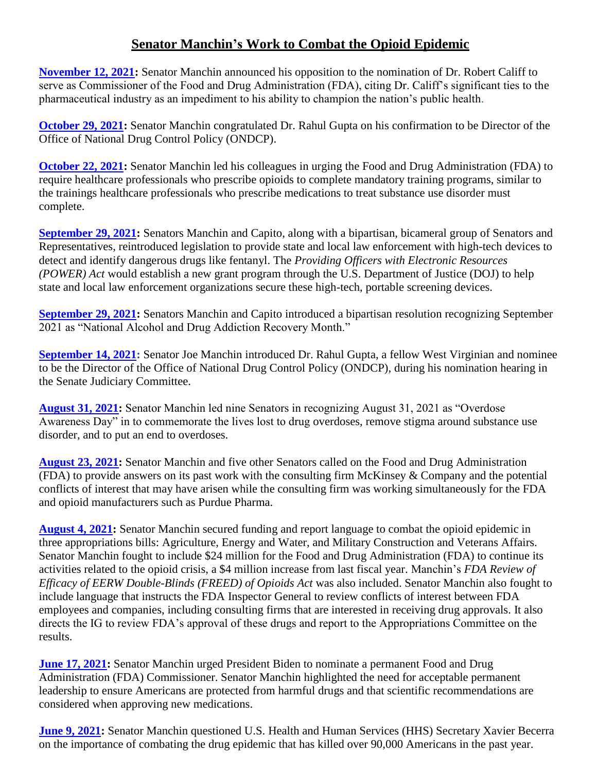# Senator Manchin's Work to Combat the Opioid Epidemic

**November 12, 2021:** Senator Manchin announced his opposition to the nomination of Dr. Robert Califf to serve as Commissioner of the Food and Drug Administration (FDA), citing Dr. Califf's significant ties to the pharmaceutical industry as an impediment to his ability to champion the nation's public health.

**October 29, 2021:** Senator Manchin congratulated Dr. Rahul Gupta on his confirmation to be Director of the Office of National Drug Control Policy (ONDCP).

**October 22, 2021:** Senator Manchin led his colleagues in urging the Food and Drug Administration (FDA) to require healthcare professionals who prescribe opioids to complete mandatory training programs, similar to the trainings healthcare professionals who prescribe medications to treat substance use disorder must complete.

**September 29, 2021:** Senators Manchin and Capito, along with a bipartisan, bicameral group of Senators and Representatives, reintroduced legislation to provide state and local law enforcement with high-tech devices to detect and identify dangerous drugs like fentanyl. The *Providing Officers with Electronic Resources (POWER) Act* would establish a new grant program through the U.S. Department of Justice (DOJ) to help state and local law enforcement organizations secure these high-tech, portable screening devices.

**September 29, 2021:** Senators Manchin and Capito introduced a bipartisan resolution recognizing September 2021 as "National Alcohol and Drug Addiction Recovery Month."

**September 14, 2021:** Senator Joe Manchin introduced Dr. Rahul Gupta, a fellow West Virginian and nominee to be the Director of the Office of National Drug Control Policy (ONDCP), during his nomination hearing in the Senate Judiciary Committee.

**August 31, 2021:** Senator Manchin led nine Senators in recognizing August 31, 2021 as "Overdose Awareness Day" in to commemorate the lives lost to drug overdoses, remove stigma around substance use disorder, and to put an end to overdoses.

**August 23, 2021:** Senator Manchin and five other Senators called on the Food and Drug Administration (FDA) to provide answers on its past work with the consulting firm McKinsey & Company and the potential conflicts of interest that may have arisen while the consulting firm was working simultaneously for the FDA and opioid manufacturers such as Purdue Pharma.

**August 4, 2021:** Senator Manchin secured funding and report language to combat the opioid epidemic in three appropriations bills: Agriculture, Energy and Water, and Military Construction and Veterans Affairs. Senator Manchin fought to include $24 million for the Food and Drug Administration (FDA) to continue its activities related to the opioid crisis, a $4 million increase from last fiscal year. Manchin's *FDA Review of Efficacy of EERW Double-Blinds (FREED) of Opioids Act* was also included. Senator Manchin also fought to include language that instructs the FDA Inspector General to review conflicts of interest between FDA employees and companies, including consulting firms that are interested in receiving drug approvals. It also directs the IG to review FDA's approval of these drugs and report to the Appropriations Committee on the results.

**June 17, 2021:** Senator Manchin urged President Biden to nominate a permanent Food and Drug Administration (FDA) Commissioner. Senator Manchin highlighted the need for acceptable permanent leadership to ensure Americans are protected from harmful drugs and that scientific recommendations are considered when approving new medications.

**June 9, 2021:** Senator Manchin questioned U.S. Health and Human Services (HHS) Secretary Xavier Becerra on the importance of combating the drug epidemic that has killed over 90,000 Americans in the past year.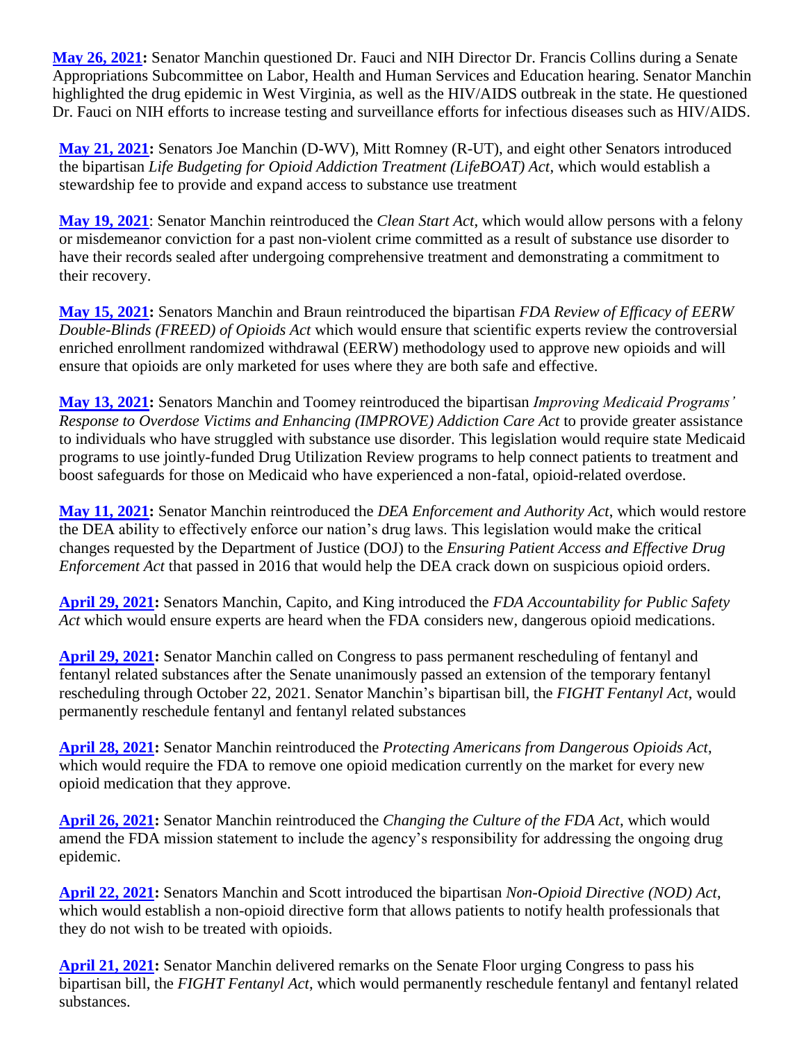**May 26, 2021:** Senator Manchin questioned Dr. Fauci and NIH Director Dr. Francis Collins during a Senate Appropriations Subcommittee on Labor, Health and Human Services and Education hearing. Senator Manchin highlighted the drug epidemic in West Virginia, as well as the HIV/AIDS outbreak in the state. He questioned Dr. Fauci on NIH efforts to increase testing and surveillance efforts for infectious diseases such as HIV/AIDS.

**May 21, 2021:** Senators Joe Manchin (D-WV), Mitt Romney (R-UT), and eight other Senators introduced the bipartisan *Life Budgeting for Opioid Addiction Treatment (LifeBOAT) Act*, which would establish a stewardship fee to provide and expand access to substance use treatment

**May 19, 2021**: Senator Manchin reintroduced the *Clean Start Act*, which would allow persons with a felony or misdemeanor conviction for a past non-violent crime committed as a result of substance use disorder to have their records sealed after undergoing comprehensive treatment and demonstrating a commitment to their recovery.

**May 15, 2021:** Senators Manchin and Braun reintroduced the bipartisan *FDA Review of Efficacy of EERW Double-Blinds (FREED) of Opioids Act* which would ensure that scientific experts review the controversial enriched enrollment randomized withdrawal (EERW) methodology used to approve new opioids and will ensure that opioids are only marketed for uses where they are both safe and effective.

**May 13, 2021:** Senators Manchin and Toomey reintroduced the bipartisan *Improving Medicaid Programs' Response to Overdose Victims and Enhancing (IMPROVE) Addiction Care Act* to provide greater assistance to individuals who have struggled with substance use disorder. This legislation would require state Medicaid programs to use jointly-funded Drug Utilization Review programs to help connect patients to treatment and boost safeguards for those on Medicaid who have experienced a non-fatal, opioid-related overdose.

**May 11, 2021:** Senator Manchin reintroduced the *DEA Enforcement and Authority Act*, which would restore the DEA ability to effectively enforce our nation's drug laws. This legislation would make the critical changes requested by the Department of Justice (DOJ) to the *Ensuring Patient Access and Effective Drug Enforcement Act* that passed in 2016 that would help the DEA crack down on suspicious opioid orders.

**April 29, 2021:** Senators Manchin, Capito, and King introduced the *FDA Accountability for Public Safety Act* which would ensure experts are heard when the FDA considers new, dangerous opioid medications.

**April 29, 2021:** Senator Manchin called on Congress to pass permanent rescheduling of fentanyl and fentanyl related substances after the Senate unanimously passed an extension of the temporary fentanyl rescheduling through October 22, 2021. Senator Manchin's bipartisan bill, the *FIGHT Fentanyl Act*, would permanently reschedule fentanyl and fentanyl related substances

**April 28, 2021:** Senator Manchin reintroduced the *Protecting Americans from Dangerous Opioids Act*, which would require the FDA to remove one opioid medication currently on the market for every new opioid medication that they approve.

**April 26, 2021:** Senator Manchin reintroduced the *Changing the Culture of the FDA Act*, which would amend the FDA mission statement to include the agency's responsibility for addressing the ongoing drug epidemic.

**April 22, 2021:** Senators Manchin and Scott introduced the bipartisan *Non-Opioid Directive (NOD) Act*, which would establish a non-opioid directive form that allows patients to notify health professionals that they do not wish to be treated with opioids.

**April 21, 2021:** Senator Manchin delivered remarks on the Senate Floor urging Congress to pass his bipartisan bill, the *FIGHT Fentanyl Act*, which would permanently reschedule fentanyl and fentanyl related substances.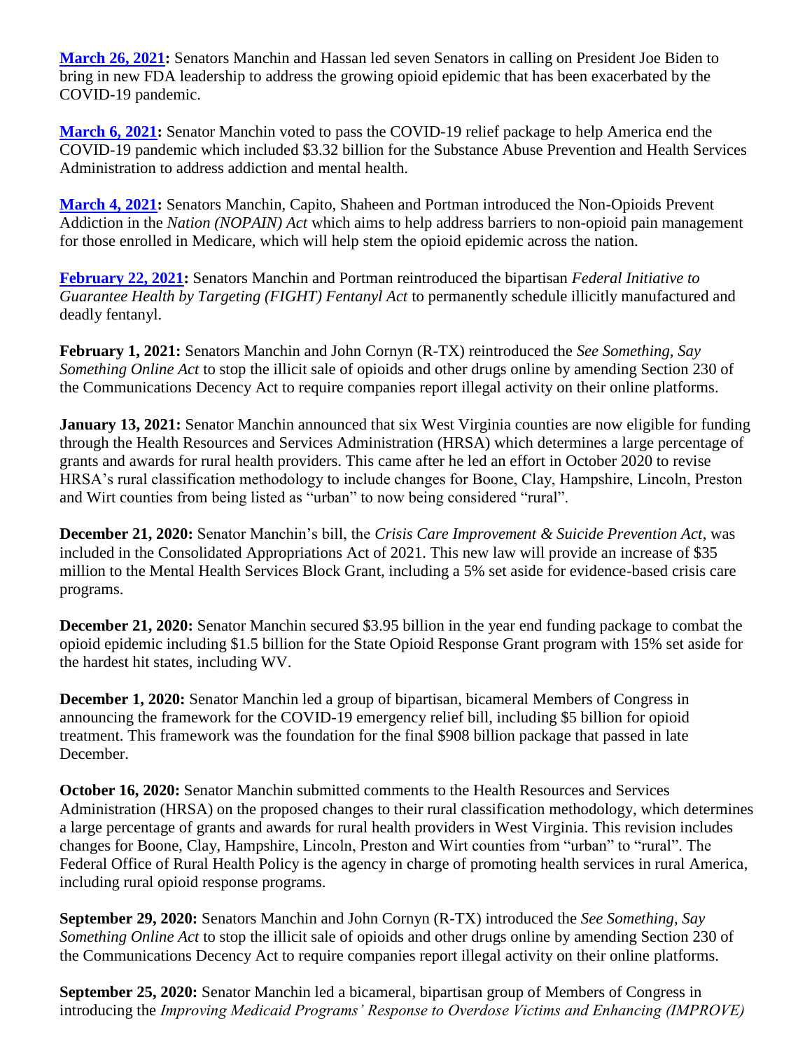**March 26, 2021:** Senators Manchin and Hassan led seven Senators in calling on President Joe Biden to bring in new FDA leadership to address the growing opioid epidemic that has been exacerbated by the COVID-19 pandemic.

**March 6, 2021:** Senator Manchin voted to pass the COVID-19 relief package to help America end the COVID-19 pandemic which included $3.32 billion for the Substance Abuse Prevention and Health Services Administration to address addiction and mental health.

**March 4, 2021:** Senators Manchin, Capito, Shaheen and Portman introduced the Non-Opioids Prevent Addiction in the *Nation (NOPAIN) Act* which aims to help address barriers to non-opioid pain management for those enrolled in Medicare, which will help stem the opioid epidemic across the nation.

**February 22, 2021:** Senators Manchin and Portman reintroduced the bipartisan *Federal Initiative to Guarantee Health by Targeting (FIGHT) Fentanyl Act* to permanently schedule illicitly manufactured and deadly fentanyl.

**February 1, 2021:** Senators Manchin and John Cornyn (R-TX) reintroduced the *See Something, Say Something Online Act* to stop the illicit sale of opioids and other drugs online by amending Section 230 of the Communications Decency Act to require companies report illegal activity on their online platforms.

**January 13, 2021:** Senator Manchin announced that six West Virginia counties are now eligible for funding through the Health Resources and Services Administration (HRSA) which determines a large percentage of grants and awards for rural health providers. This came after he led an effort in October 2020 to revise HRSA's rural classification methodology to include changes for Boone, Clay, Hampshire, Lincoln, Preston and Wirt counties from being listed as "urban" to now being considered "rural".

**December 21, 2020:** Senator Manchin's bill, the *Crisis Care Improvement & Suicide Prevention Act*, was included in the Consolidated Appropriations Act of 2021. This new law will provide an increase of $35 million to the Mental Health Services Block Grant, including a 5% set aside for evidence-based crisis care programs.

**December 21, 2020:** Senator Manchin secured $3.95 billion in the year end funding package to combat the opioid epidemic including $1.5 billion for the State Opioid Response Grant program with 15% set aside for the hardest hit states, including WV.

**December 1, 2020:** Senator Manchin led a group of bipartisan, bicameral Members of Congress in announcing the framework for the COVID-19 emergency relief bill, including $5 billion for opioid treatment. This framework was the foundation for the final $908 billion package that passed in late December.

**October 16, 2020:** Senator Manchin submitted comments to the Health Resources and Services Administration (HRSA) on the proposed changes to their rural classification methodology, which determines a large percentage of grants and awards for rural health providers in West Virginia. This revision includes changes for Boone, Clay, Hampshire, Lincoln, Preston and Wirt counties from "urban" to "rural". The Federal Office of Rural Health Policy is the agency in charge of promoting health services in rural America, including rural opioid response programs.

**September 29, 2020:** Senators Manchin and John Cornyn (R-TX) introduced the *See Something, Say Something Online Act* to stop the illicit sale of opioids and other drugs online by amending Section 230 of the Communications Decency Act to require companies report illegal activity on their online platforms.

**September 25, 2020:** Senator Manchin led a bicameral, bipartisan group of Members of Congress in introducing the *Improving Medicaid Programs' Response to Overdose Victims and Enhancing (IMPROVE)*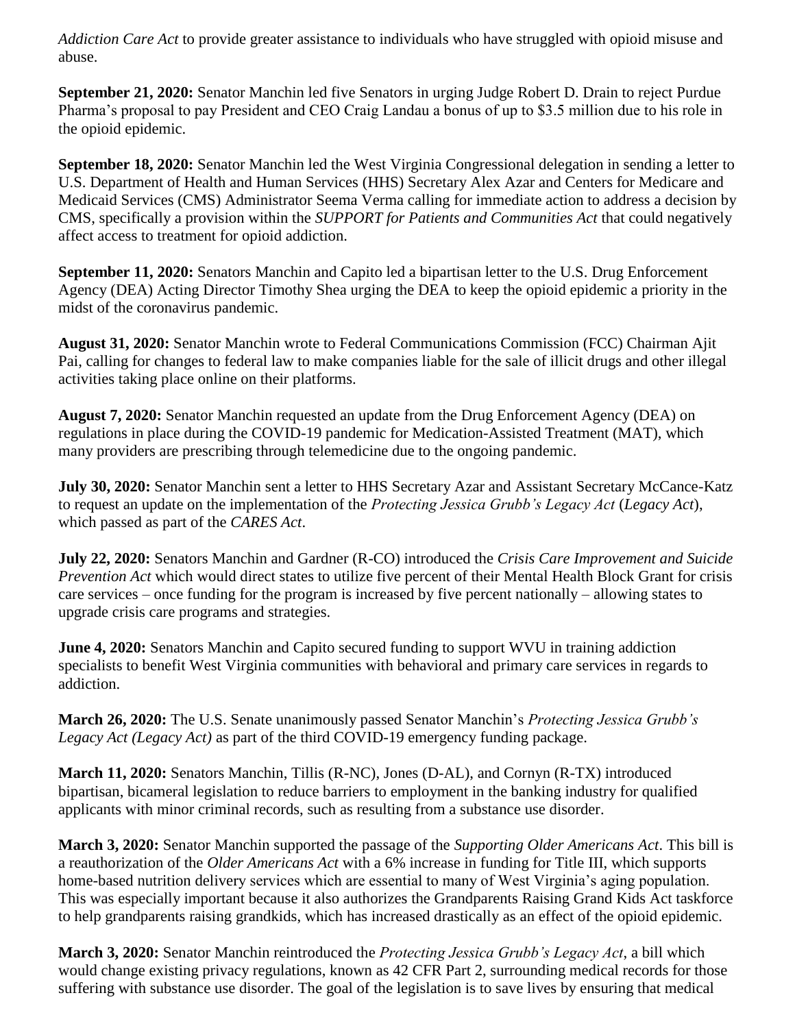*Addiction Care Act* to provide greater assistance to individuals who have struggled with opioid misuse and abuse.

**September 21, 2020:** Senator Manchin led five Senators in urging Judge Robert D. Drain to reject Purdue Pharma's proposal to pay President and CEO Craig Landau a bonus of up to $3.5 million due to his role in the opioid epidemic.

**September 18, 2020:** Senator Manchin led the West Virginia Congressional delegation in sending a letter to U.S. Department of Health and Human Services (HHS) Secretary Alex Azar and Centers for Medicare and Medicaid Services (CMS) Administrator Seema Verma calling for immediate action to address a decision by CMS, specifically a provision within the *SUPPORT for Patients and Communities Act* that could negatively affect access to treatment for opioid addiction.

**September 11, 2020:** Senators Manchin and Capito led a bipartisan letter to the U.S. Drug Enforcement Agency (DEA) Acting Director Timothy Shea urging the DEA to keep the opioid epidemic a priority in the midst of the coronavirus pandemic.

**August 31, 2020:** Senator Manchin wrote to Federal Communications Commission (FCC) Chairman Ajit Pai, calling for changes to federal law to make companies liable for the sale of illicit drugs and other illegal activities taking place online on their platforms.

**August 7, 2020:** Senator Manchin requested an update from the Drug Enforcement Agency (DEA) on regulations in place during the COVID-19 pandemic for Medication-Assisted Treatment (MAT), which many providers are prescribing through telemedicine due to the ongoing pandemic.

**July 30, 2020:** Senator Manchin sent a letter to HHS Secretary Azar and Assistant Secretary McCance-Katz to request an update on the implementation of the *Protecting Jessica Grubb's Legacy Act* (*Legacy Act*), which passed as part of the *CARES Act*.

**July 22, 2020:** Senators Manchin and Gardner (R-CO) introduced the *Crisis Care Improvement and Suicide Prevention Act* which would direct states to utilize five percent of their Mental Health Block Grant for crisis care services – once funding for the program is increased by five percent nationally – allowing states to upgrade crisis care programs and strategies.

**June 4, 2020:** Senators Manchin and Capito secured funding to support WVU in training addiction specialists to benefit West Virginia communities with behavioral and primary care services in regards to addiction.

**March 26, 2020:** The U.S. Senate unanimously passed Senator Manchin's *Protecting Jessica Grubb's Legacy Act (Legacy Act)* as part of the third COVID-19 emergency funding package.

**March 11, 2020:** Senators Manchin, Tillis (R-NC), Jones (D-AL), and Cornyn (R-TX) introduced bipartisan, bicameral legislation to reduce barriers to employment in the banking industry for qualified applicants with minor criminal records, such as resulting from a substance use disorder.

**March 3, 2020:** Senator Manchin supported the passage of the *Supporting Older Americans Act*. This bill is a reauthorization of the *Older Americans Act* with a 6% increase in funding for Title III, which supports home-based nutrition delivery services which are essential to many of West Virginia's aging population. This was especially important because it also authorizes the Grandparents Raising Grand Kids Act taskforce to help grandparents raising grandkids, which has increased drastically as an effect of the opioid epidemic.

**March 3, 2020:** Senator Manchin reintroduced the *Protecting Jessica Grubb's Legacy Act*, a bill which would change existing privacy regulations, known as 42 CFR Part 2, surrounding medical records for those suffering with substance use disorder. The goal of the legislation is to save lives by ensuring that medical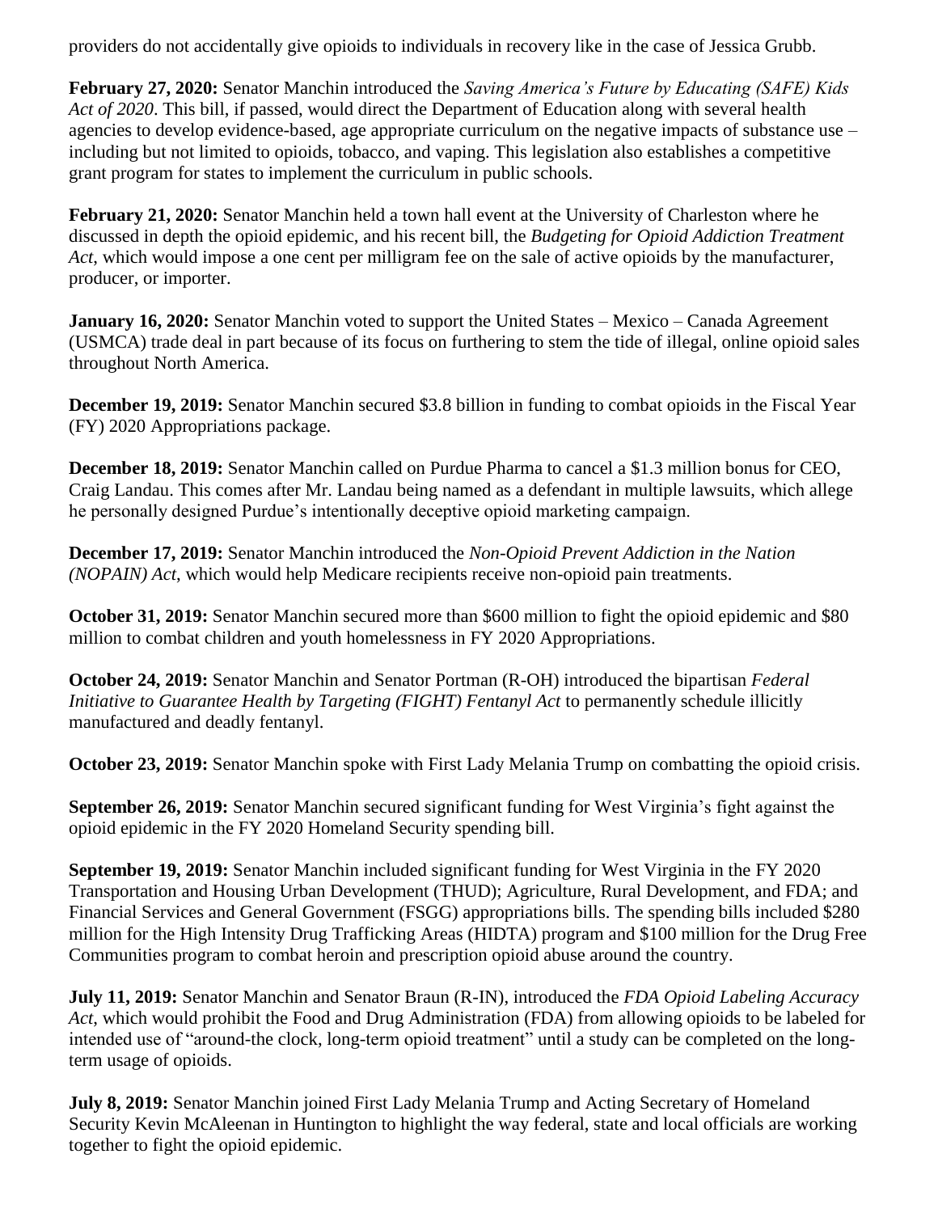providers do not accidentally give opioids to individuals in recovery like in the case of Jessica Grubb.

**February 27, 2020:** Senator Manchin introduced the *Saving America's Future by Educating (SAFE) Kids Act of 2020*. This bill, if passed, would direct the Department of Education along with several health agencies to develop evidence-based, age appropriate curriculum on the negative impacts of substance use – including but not limited to opioids, tobacco, and vaping. This legislation also establishes a competitive grant program for states to implement the curriculum in public schools.

**February 21, 2020:** Senator Manchin held a town hall event at the University of Charleston where he discussed in depth the opioid epidemic, and his recent bill, the *Budgeting for Opioid Addiction Treatment Act*, which would impose a one cent per milligram fee on the sale of active opioids by the manufacturer, producer, or importer.

**January 16, 2020:** Senator Manchin voted to support the United States – Mexico – Canada Agreement (USMCA) trade deal in part because of its focus on furthering to stem the tide of illegal, online opioid sales throughout North America.

**December 19, 2019:** Senator Manchin secured $3.8 billion in funding to combat opioids in the Fiscal Year (FY) 2020 Appropriations package.

**December 18, 2019:** Senator Manchin called on Purdue Pharma to cancel a $1.3 million bonus for CEO, Craig Landau. This comes after Mr. Landau being named as a defendant in multiple lawsuits, which allege he personally designed Purdue's intentionally deceptive opioid marketing campaign.

**December 17, 2019:** Senator Manchin introduced the *Non-Opioid Prevent Addiction in the Nation (NOPAIN) Act*, which would help Medicare recipients receive non-opioid pain treatments.

**October 31, 2019:** Senator Manchin secured more than $600 million to fight the opioid epidemic and $80 million to combat children and youth homelessness in FY 2020 Appropriations.

**October 24, 2019:** Senator Manchin and Senator Portman (R-OH) introduced the bipartisan *Federal Initiative to Guarantee Health by Targeting (FIGHT) Fentanyl Act* to permanently schedule illicitly manufactured and deadly fentanyl.

**October 23, 2019:** Senator Manchin spoke with First Lady Melania Trump on combatting the opioid crisis.

**September 26, 2019:** Senator Manchin secured significant funding for West Virginia's fight against the opioid epidemic in the FY 2020 Homeland Security spending bill.

**September 19, 2019:** Senator Manchin included significant funding for West Virginia in the FY 2020 Transportation and Housing Urban Development (THUD); Agriculture, Rural Development, and FDA; and Financial Services and General Government (FSGG) appropriations bills. The spending bills included $280 million for the High Intensity Drug Trafficking Areas (HIDTA) program and $100 million for the Drug Free Communities program to combat heroin and prescription opioid abuse around the country.

**July 11, 2019:** Senator Manchin and Senator Braun (R-IN), introduced the *FDA Opioid Labeling Accuracy Act*, which would prohibit the Food and Drug Administration (FDA) from allowing opioids to be labeled for intended use of "around-the clock, long-term opioid treatment" until a study can be completed on the long-term usage of opioids.

**July 8, 2019:** Senator Manchin joined First Lady Melania Trump and Acting Secretary of Homeland Security Kevin McAleenan in Huntington to highlight the way federal, state and local officials are working together to fight the opioid epidemic.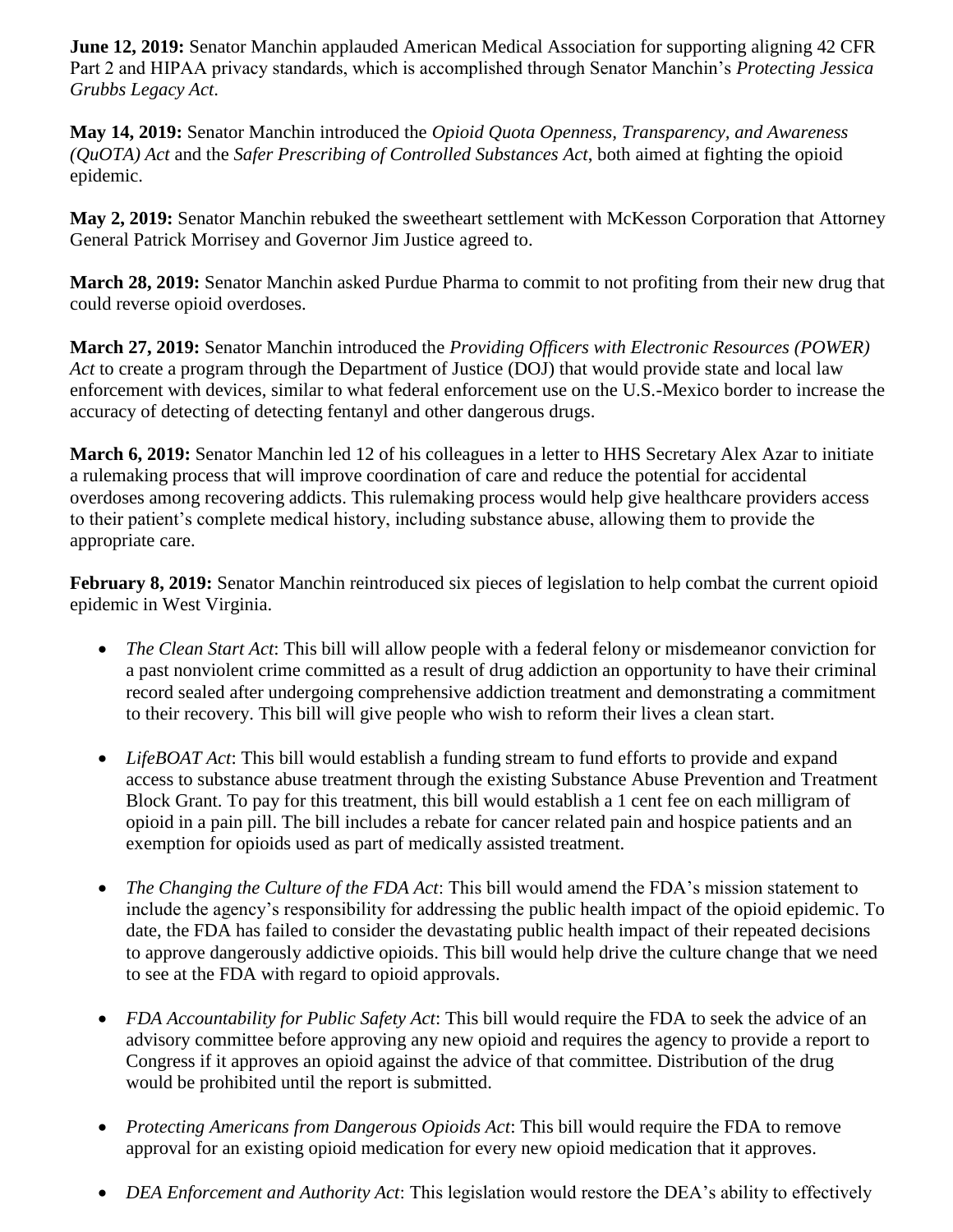**June 12, 2019:** Senator Manchin applauded American Medical Association for supporting aligning 42 CFR Part 2 and HIPAA privacy standards, which is accomplished through Senator Manchin's *Protecting Jessica Grubbs Legacy Act*.

**May 14, 2019:** Senator Manchin introduced the *Opioid Quota Openness, Transparency, and Awareness (QuOTA) Act* and the *Safer Prescribing of Controlled Substances Act*, both aimed at fighting the opioid epidemic.

**May 2, 2019:** Senator Manchin rebuked the sweetheart settlement with McKesson Corporation that Attorney General Patrick Morrisey and Governor Jim Justice agreed to.

**March 28, 2019:** Senator Manchin asked Purdue Pharma to commit to not profiting from their new drug that could reverse opioid overdoses.

**March 27, 2019:** Senator Manchin introduced the *Providing Officers with Electronic Resources (POWER) Act* to create a program through the Department of Justice (DOJ) that would provide state and local law enforcement with devices, similar to what federal enforcement use on the U.S.-Mexico border to increase the accuracy of detecting of detecting fentanyl and other dangerous drugs.

**March 6, 2019:** Senator Manchin led 12 of his colleagues in a letter to HHS Secretary Alex Azar to initiate a rulemaking process that will improve coordination of care and reduce the potential for accidental overdoses among recovering addicts. This rulemaking process would help give healthcare providers access to their patient's complete medical history, including substance abuse, allowing them to provide the appropriate care.

**February 8, 2019:** Senator Manchin reintroduced six pieces of legislation to help combat the current opioid epidemic in West Virginia.

- *The Clean Start Act*: This bill will allow people with a federal felony or misdemeanor conviction for a past nonviolent crime committed as a result of drug addiction an opportunity to have their criminal record sealed after undergoing comprehensive addiction treatment and demonstrating a commitment to their recovery. This bill will give people who wish to reform their lives a clean start.

- *LifeBOAT Act*: This bill would establish a funding stream to fund efforts to provide and expand access to substance abuse treatment through the existing Substance Abuse Prevention and Treatment Block Grant. To pay for this treatment, this bill would establish a 1 cent fee on each milligram of opioid in a pain pill. The bill includes a rebate for cancer related pain and hospice patients and an exemption for opioids used as part of medically assisted treatment.

- *The Changing the Culture of the FDA Act*: This bill would amend the FDA's mission statement to include the agency's responsibility for addressing the public health impact of the opioid epidemic. To date, the FDA has failed to consider the devastating public health impact of their repeated decisions to approve dangerously addictive opioids. This bill would help drive the culture change that we need to see at the FDA with regard to opioid approvals.

- *FDA Accountability for Public Safety Act*: This bill would require the FDA to seek the advice of an advisory committee before approving any new opioid and requires the agency to provide a report to Congress if it approves an opioid against the advice of that committee. Distribution of the drug would be prohibited until the report is submitted.

- *Protecting Americans from Dangerous Opioids Act*: This bill would require the FDA to remove approval for an existing opioid medication for every new opioid medication that it approves.

- *DEA Enforcement and Authority Act*: This legislation would restore the DEA's ability to effectively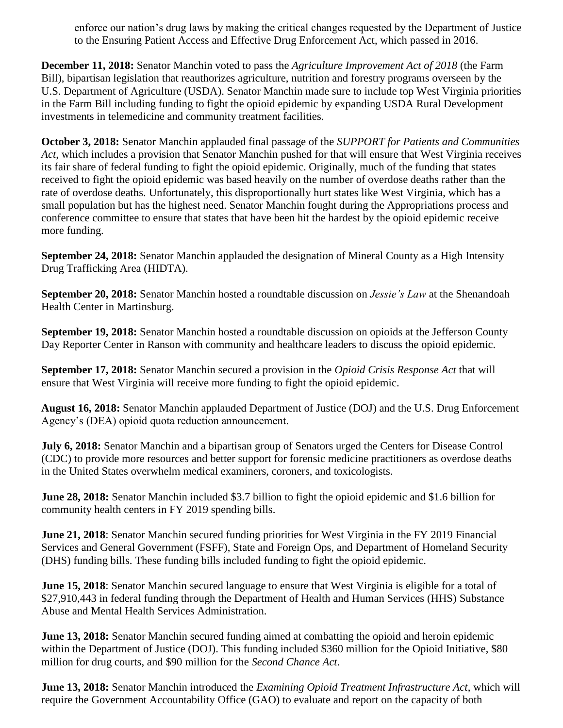enforce our nation's drug laws by making the critical changes requested by the Department of Justice to the Ensuring Patient Access and Effective Drug Enforcement Act, which passed in 2016.

**December 11, 2018:** Senator Manchin voted to pass the *Agriculture Improvement Act of 2018* (the Farm Bill), bipartisan legislation that reauthorizes agriculture, nutrition and forestry programs overseen by the U.S. Department of Agriculture (USDA). Senator Manchin made sure to include top West Virginia priorities in the Farm Bill including funding to fight the opioid epidemic by expanding USDA Rural Development investments in telemedicine and community treatment facilities.

**October 3, 2018:** Senator Manchin applauded final passage of the *SUPPORT for Patients and Communities Act*, which includes a provision that Senator Manchin pushed for that will ensure that West Virginia receives its fair share of federal funding to fight the opioid epidemic. Originally, much of the funding that states received to fight the opioid epidemic was based heavily on the number of overdose deaths rather than the rate of overdose deaths. Unfortunately, this disproportionally hurt states like West Virginia, which has a small population but has the highest need. Senator Manchin fought during the Appropriations process and conference committee to ensure that states that have been hit the hardest by the opioid epidemic receive more funding.

**September 24, 2018:** Senator Manchin applauded the designation of Mineral County as a High Intensity Drug Trafficking Area (HIDTA).

**September 20, 2018:** Senator Manchin hosted a roundtable discussion on *Jessie's Law* at the Shenandoah Health Center in Martinsburg.

**September 19, 2018:** Senator Manchin hosted a roundtable discussion on opioids at the Jefferson County Day Reporter Center in Ranson with community and healthcare leaders to discuss the opioid epidemic.

**September 17, 2018:** Senator Manchin secured a provision in the *Opioid Crisis Response Act* that will ensure that West Virginia will receive more funding to fight the opioid epidemic.

**August 16, 2018:** Senator Manchin applauded Department of Justice (DOJ) and the U.S. Drug Enforcement Agency's (DEA) opioid quota reduction announcement.

**July 6, 2018:** Senator Manchin and a bipartisan group of Senators urged the Centers for Disease Control (CDC) to provide more resources and better support for forensic medicine practitioners as overdose deaths in the United States overwhelm medical examiners, coroners, and toxicologists.

**June 28, 2018:** Senator Manchin included $3.7 billion to fight the opioid epidemic and $1.6 billion for community health centers in FY 2019 spending bills.

**June 21, 2018**: Senator Manchin secured funding priorities for West Virginia in the FY 2019 Financial Services and General Government (FSFF), State and Foreign Ops, and Department of Homeland Security (DHS) funding bills. These funding bills included funding to fight the opioid epidemic.

**June 15, 2018**: Senator Manchin secured language to ensure that West Virginia is eligible for a total of $27,910,443 in federal funding through the Department of Health and Human Services (HHS) Substance Abuse and Mental Health Services Administration.

**June 13, 2018:** Senator Manchin secured funding aimed at combatting the opioid and heroin epidemic within the Department of Justice (DOJ). This funding included $360 million for the Opioid Initiative, $80 million for drug courts, and $90 million for the *Second Chance Act*.

**June 13, 2018:** Senator Manchin introduced the *Examining Opioid Treatment Infrastructure Act*, which will require the Government Accountability Office (GAO) to evaluate and report on the capacity of both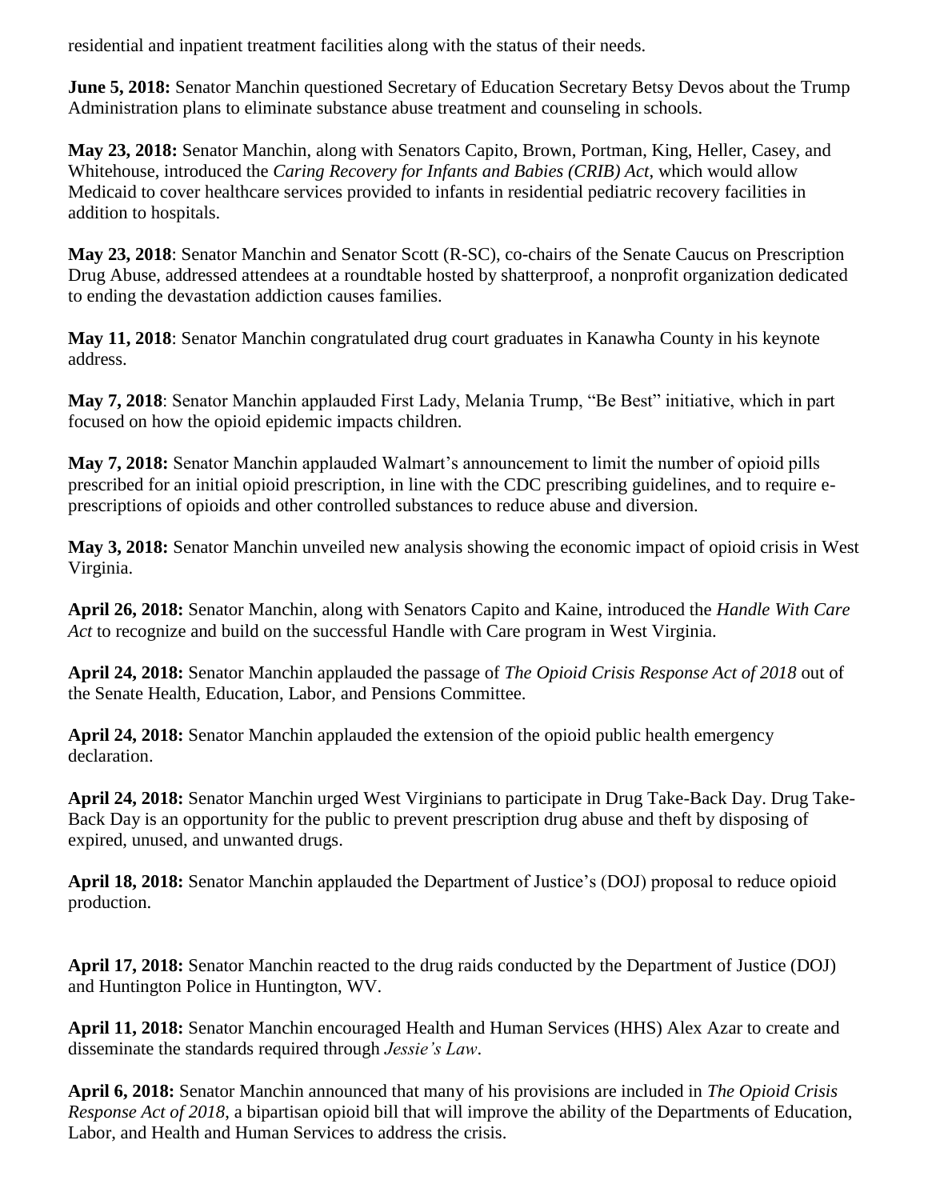residential and inpatient treatment facilities along with the status of their needs.

**June 5, 2018:** Senator Manchin questioned Secretary of Education Secretary Betsy Devos about the Trump Administration plans to eliminate substance abuse treatment and counseling in schools.

**May 23, 2018:** Senator Manchin, along with Senators Capito, Brown, Portman, King, Heller, Casey, and Whitehouse, introduced the *Caring Recovery for Infants and Babies (CRIB) Act*, which would allow Medicaid to cover healthcare services provided to infants in residential pediatric recovery facilities in addition to hospitals.

**May 23, 2018**: Senator Manchin and Senator Scott (R-SC), co-chairs of the Senate Caucus on Prescription Drug Abuse, addressed attendees at a roundtable hosted by shatterproof, a nonprofit organization dedicated to ending the devastation addiction causes families.

**May 11, 2018**: Senator Manchin congratulated drug court graduates in Kanawha County in his keynote address.

**May 7, 2018**: Senator Manchin applauded First Lady, Melania Trump, "Be Best" initiative, which in part focused on how the opioid epidemic impacts children.

**May 7, 2018:** Senator Manchin applauded Walmart's announcement to limit the number of opioid pills prescribed for an initial opioid prescription, in line with the CDC prescribing guidelines, and to require e-prescriptions of opioids and other controlled substances to reduce abuse and diversion.

**May 3, 2018:** Senator Manchin unveiled new analysis showing the economic impact of opioid crisis in West Virginia.

**April 26, 2018:** Senator Manchin, along with Senators Capito and Kaine, introduced the *Handle With Care Act* to recognize and build on the successful Handle with Care program in West Virginia.

**April 24, 2018:** Senator Manchin applauded the passage of *The Opioid Crisis Response Act of 2018* out of the Senate Health, Education, Labor, and Pensions Committee.

**April 24, 2018:** Senator Manchin applauded the extension of the opioid public health emergency declaration.

**April 24, 2018:** Senator Manchin urged West Virginians to participate in Drug Take-Back Day. Drug Take-Back Day is an opportunity for the public to prevent prescription drug abuse and theft by disposing of expired, unused, and unwanted drugs.

**April 18, 2018:** Senator Manchin applauded the Department of Justice's (DOJ) proposal to reduce opioid production.

**April 17, 2018:** Senator Manchin reacted to the drug raids conducted by the Department of Justice (DOJ) and Huntington Police in Huntington, WV.

**April 11, 2018:** Senator Manchin encouraged Health and Human Services (HHS) Alex Azar to create and disseminate the standards required through *Jessie's Law*.

**April 6, 2018:** Senator Manchin announced that many of his provisions are included in *The Opioid Crisis Response Act of 2018*, a bipartisan opioid bill that will improve the ability of the Departments of Education, Labor, and Health and Human Services to address the crisis.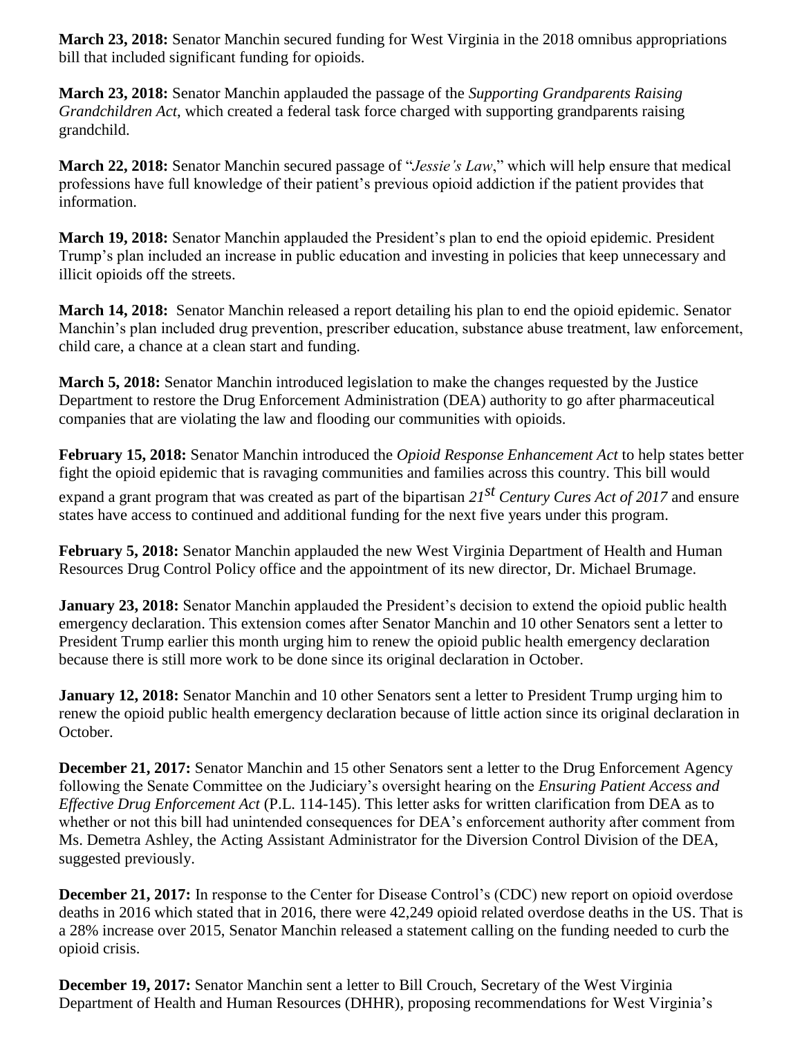**March 23, 2018:** Senator Manchin secured funding for West Virginia in the 2018 omnibus appropriations bill that included significant funding for opioids.

**March 23, 2018:** Senator Manchin applauded the passage of the *Supporting Grandparents Raising Grandchildren Act*, which created a federal task force charged with supporting grandparents raising grandchild.

**March 22, 2018:** Senator Manchin secured passage of "*Jessie's Law*," which will help ensure that medical professions have full knowledge of their patient's previous opioid addiction if the patient provides that information.

**March 19, 2018:** Senator Manchin applauded the President's plan to end the opioid epidemic. President Trump's plan included an increase in public education and investing in policies that keep unnecessary and illicit opioids off the streets.

**March 14, 2018:** Senator Manchin released a report detailing his plan to end the opioid epidemic. Senator Manchin's plan included drug prevention, prescriber education, substance abuse treatment, law enforcement, child care, a chance at a clean start and funding.

**March 5, 2018:** Senator Manchin introduced legislation to make the changes requested by the Justice Department to restore the Drug Enforcement Administration (DEA) authority to go after pharmaceutical companies that are violating the law and flooding our communities with opioids.

**February 15, 2018:** Senator Manchin introduced the *Opioid Response Enhancement Act* to help states better fight the opioid epidemic that is ravaging communities and families across this country. This bill would expand a grant program that was created as part of the bipartisan *21st Century Cures Act of 2017* and ensure states have access to continued and additional funding for the next five years under this program.

**February 5, 2018:** Senator Manchin applauded the new West Virginia Department of Health and Human Resources Drug Control Policy office and the appointment of its new director, Dr. Michael Brumage.

**January 23, 2018:** Senator Manchin applauded the President's decision to extend the opioid public health emergency declaration. This extension comes after Senator Manchin and 10 other Senators sent a letter to President Trump earlier this month urging him to renew the opioid public health emergency declaration because there is still more work to be done since its original declaration in October.

**January 12, 2018:** Senator Manchin and 10 other Senators sent a letter to President Trump urging him to renew the opioid public health emergency declaration because of little action since its original declaration in October.

**December 21, 2017:** Senator Manchin and 15 other Senators sent a letter to the Drug Enforcement Agency following the Senate Committee on the Judiciary's oversight hearing on the *Ensuring Patient Access and Effective Drug Enforcement Act* (P.L. 114-145). This letter asks for written clarification from DEA as to whether or not this bill had unintended consequences for DEA's enforcement authority after comment from Ms. Demetra Ashley, the Acting Assistant Administrator for the Diversion Control Division of the DEA, suggested previously.

**December 21, 2017:** In response to the Center for Disease Control's (CDC) new report on opioid overdose deaths in 2016 which stated that in 2016, there were 42,249 opioid related overdose deaths in the US. That is a 28% increase over 2015, Senator Manchin released a statement calling on the funding needed to curb the opioid crisis.

**December 19, 2017:** Senator Manchin sent a letter to Bill Crouch, Secretary of the West Virginia Department of Health and Human Resources (DHHR), proposing recommendations for West Virginia's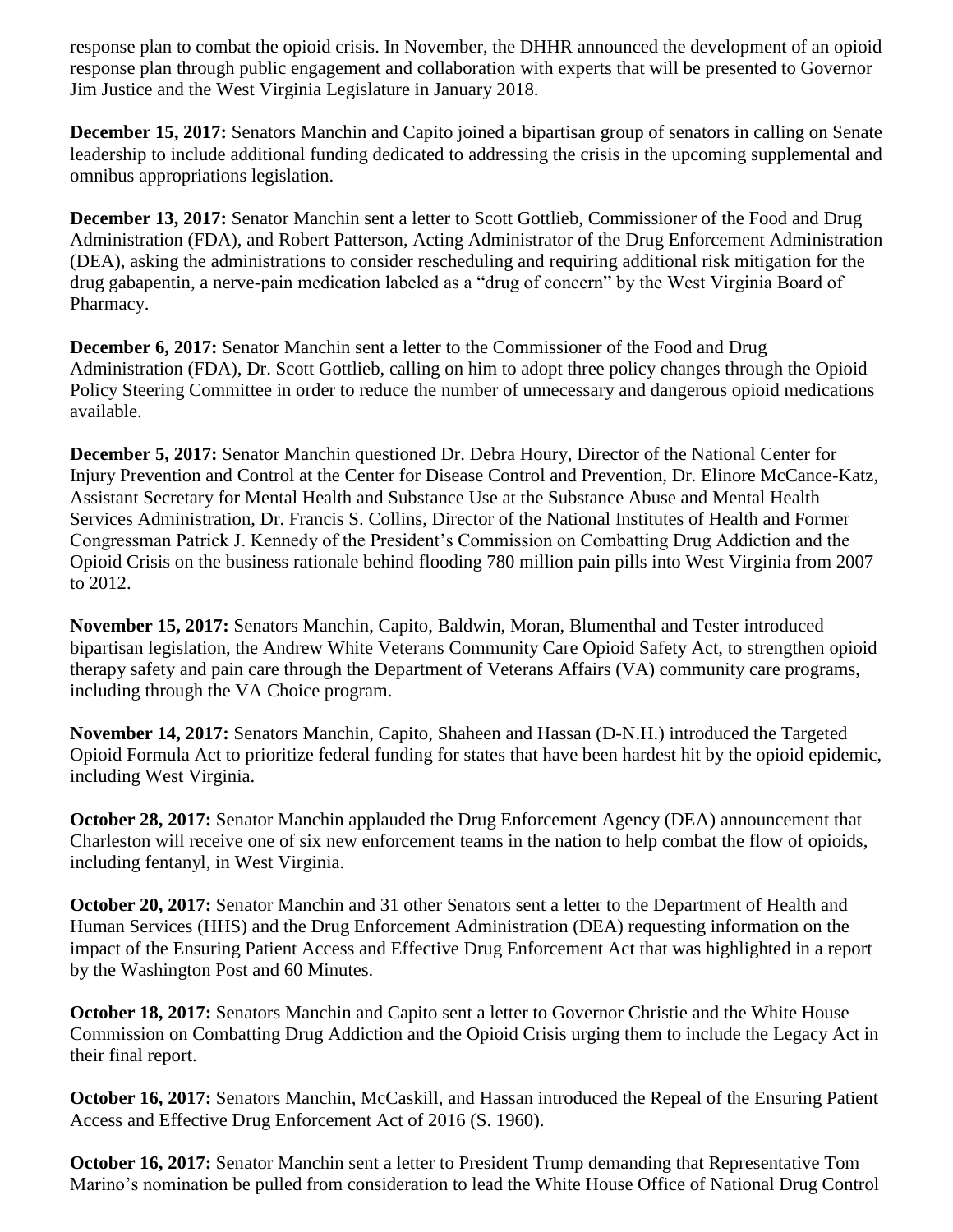response plan to combat the opioid crisis. In November, the DHHR announced the development of an opioid response plan through public engagement and collaboration with experts that will be presented to Governor Jim Justice and the West Virginia Legislature in January 2018.

**December 15, 2017:** Senators Manchin and Capito joined a bipartisan group of senators in calling on Senate leadership to include additional funding dedicated to addressing the crisis in the upcoming supplemental and omnibus appropriations legislation.

**December 13, 2017:** Senator Manchin sent a letter to Scott Gottlieb, Commissioner of the Food and Drug Administration (FDA), and Robert Patterson, Acting Administrator of the Drug Enforcement Administration (DEA), asking the administrations to consider rescheduling and requiring additional risk mitigation for the drug gabapentin, a nerve-pain medication labeled as a "drug of concern" by the West Virginia Board of Pharmacy.

**December 6, 2017:** Senator Manchin sent a letter to the Commissioner of the Food and Drug Administration (FDA), Dr. Scott Gottlieb, calling on him to adopt three policy changes through the Opioid Policy Steering Committee in order to reduce the number of unnecessary and dangerous opioid medications available.

**December 5, 2017:** Senator Manchin questioned Dr. Debra Houry, Director of the National Center for Injury Prevention and Control at the Center for Disease Control and Prevention, Dr. Elinore McCance-Katz, Assistant Secretary for Mental Health and Substance Use at the Substance Abuse and Mental Health Services Administration, Dr. Francis S. Collins, Director of the National Institutes of Health and Former Congressman Patrick J. Kennedy of the President's Commission on Combatting Drug Addiction and the Opioid Crisis on the business rationale behind flooding 780 million pain pills into West Virginia from 2007 to 2012.

**November 15, 2017:** Senators Manchin, Capito, Baldwin, Moran, Blumenthal and Tester introduced bipartisan legislation, the Andrew White Veterans Community Care Opioid Safety Act, to strengthen opioid therapy safety and pain care through the Department of Veterans Affairs (VA) community care programs, including through the VA Choice program.

**November 14, 2017:** Senators Manchin, Capito, Shaheen and Hassan (D-N.H.) introduced the Targeted Opioid Formula Act to prioritize federal funding for states that have been hardest hit by the opioid epidemic, including West Virginia.

**October 28, 2017:** Senator Manchin applauded the Drug Enforcement Agency (DEA) announcement that Charleston will receive one of six new enforcement teams in the nation to help combat the flow of opioids, including fentanyl, in West Virginia.

**October 20, 2017:** Senator Manchin and 31 other Senators sent a letter to the Department of Health and Human Services (HHS) and the Drug Enforcement Administration (DEA) requesting information on the impact of the Ensuring Patient Access and Effective Drug Enforcement Act that was highlighted in a report by the Washington Post and 60 Minutes.

**October 18, 2017:** Senators Manchin and Capito sent a letter to Governor Christie and the White House Commission on Combatting Drug Addiction and the Opioid Crisis urging them to include the Legacy Act in their final report.

**October 16, 2017:** Senators Manchin, McCaskill, and Hassan introduced the Repeal of the Ensuring Patient Access and Effective Drug Enforcement Act of 2016 (S. 1960).

**October 16, 2017:** Senator Manchin sent a letter to President Trump demanding that Representative Tom Marino's nomination be pulled from consideration to lead the White House Office of National Drug Control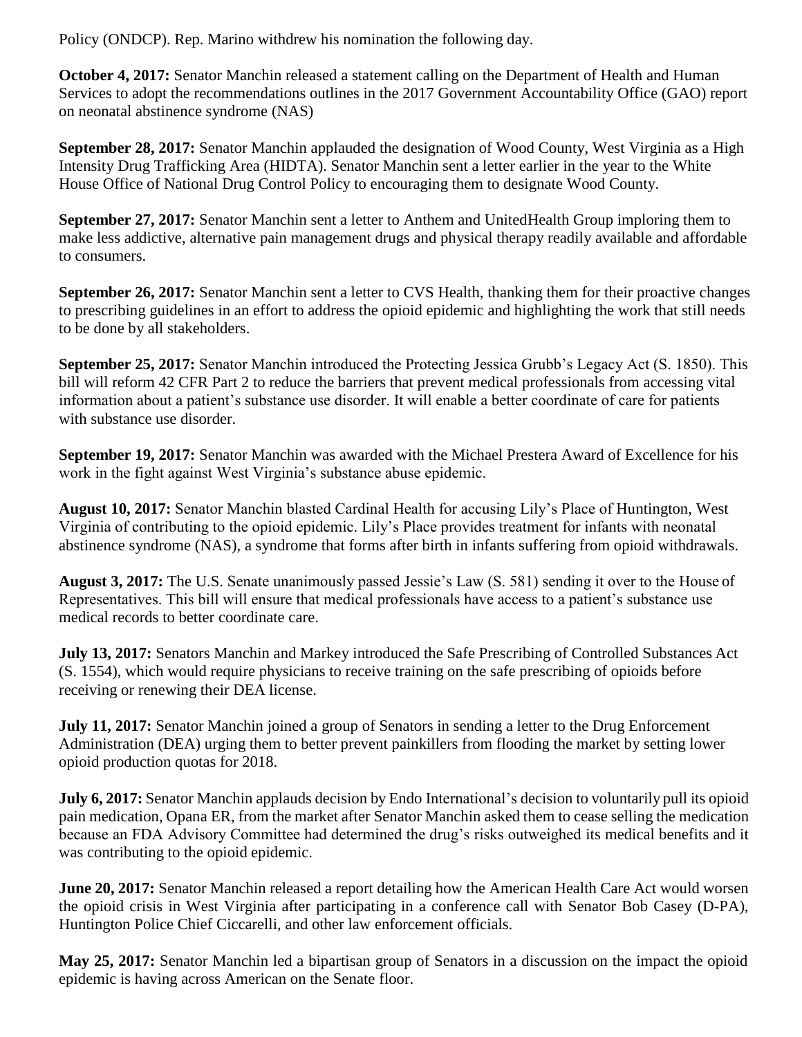Policy (ONDCP). Rep. Marino withdrew his nomination the following day.

**October 4, 2017:** Senator Manchin released a statement calling on the Department of Health and Human Services to adopt the recommendations outlines in the 2017 Government Accountability Office (GAO) report on neonatal abstinence syndrome (NAS)

**September 28, 2017:** Senator Manchin applauded the designation of Wood County, West Virginia as a High Intensity Drug Trafficking Area (HIDTA). Senator Manchin sent a letter earlier in the year to the White House Office of National Drug Control Policy to encouraging them to designate Wood County.

**September 27, 2017:** Senator Manchin sent a letter to Anthem and UnitedHealth Group imploring them to make less addictive, alternative pain management drugs and physical therapy readily available and affordable to consumers.

**September 26, 2017:** Senator Manchin sent a letter to CVS Health, thanking them for their proactive changes to prescribing guidelines in an effort to address the opioid epidemic and highlighting the work that still needs to be done by all stakeholders.

**September 25, 2017:** Senator Manchin introduced the Protecting Jessica Grubb's Legacy Act (S. 1850). This bill will reform 42 CFR Part 2 to reduce the barriers that prevent medical professionals from accessing vital information about a patient's substance use disorder. It will enable a better coordinate of care for patients with substance use disorder.

**September 19, 2017:** Senator Manchin was awarded with the Michael Prestera Award of Excellence for his work in the fight against West Virginia's substance abuse epidemic.

**August 10, 2017:** Senator Manchin blasted Cardinal Health for accusing Lily's Place of Huntington, West Virginia of contributing to the opioid epidemic. Lily's Place provides treatment for infants with neonatal abstinence syndrome (NAS), a syndrome that forms after birth in infants suffering from opioid withdrawals.

**August 3, 2017:** The U.S. Senate unanimously passed Jessie's Law (S. 581) sending it over to the House of Representatives. This bill will ensure that medical professionals have access to a patient's substance use medical records to better coordinate care.

**July 13, 2017:** Senators Manchin and Markey introduced the Safe Prescribing of Controlled Substances Act (S. 1554), which would require physicians to receive training on the safe prescribing of opioids before receiving or renewing their DEA license.

**July 11, 2017:** Senator Manchin joined a group of Senators in sending a letter to the Drug Enforcement Administration (DEA) urging them to better prevent painkillers from flooding the market by setting lower opioid production quotas for 2018.

**July 6, 2017:** Senator Manchin applauds decision by Endo International's decision to voluntarily pull its opioid pain medication, Opana ER, from the market after Senator Manchin asked them to cease selling the medication because an FDA Advisory Committee had determined the drug's risks outweighed its medical benefits and it was contributing to the opioid epidemic.

**June 20, 2017:** Senator Manchin released a report detailing how the American Health Care Act would worsen the opioid crisis in West Virginia after participating in a conference call with Senator Bob Casey (D-PA), Huntington Police Chief Ciccarelli, and other law enforcement officials.

**May 25, 2017:** Senator Manchin led a bipartisan group of Senators in a discussion on the impact the opioid epidemic is having across American on the Senate floor.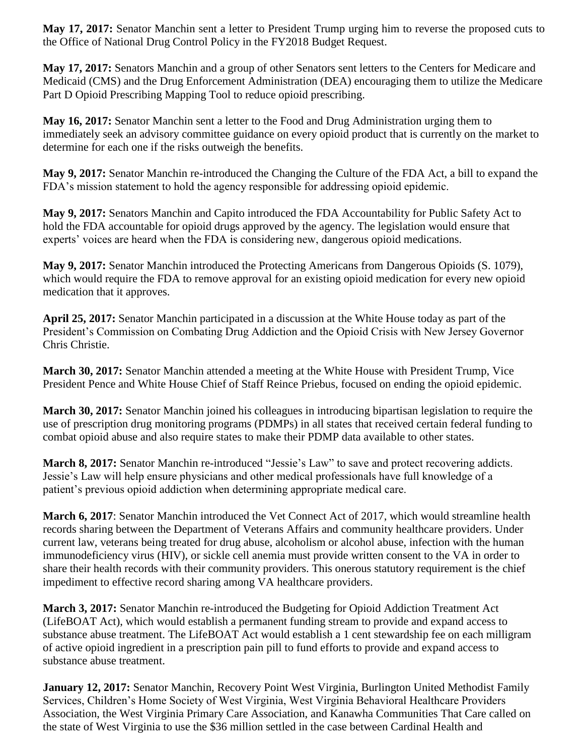**May 17, 2017:** Senator Manchin sent a letter to President Trump urging him to reverse the proposed cuts to the Office of National Drug Control Policy in the FY2018 Budget Request.

**May 17, 2017:** Senators Manchin and a group of other Senators sent letters to the Centers for Medicare and Medicaid (CMS) and the Drug Enforcement Administration (DEA) encouraging them to utilize the Medicare Part D Opioid Prescribing Mapping Tool to reduce opioid prescribing.

**May 16, 2017:** Senator Manchin sent a letter to the Food and Drug Administration urging them to immediately seek an advisory committee guidance on every opioid product that is currently on the market to determine for each one if the risks outweigh the benefits.

**May 9, 2017:** Senator Manchin re-introduced the Changing the Culture of the FDA Act, a bill to expand the FDA's mission statement to hold the agency responsible for addressing opioid epidemic.

**May 9, 2017:** Senators Manchin and Capito introduced the FDA Accountability for Public Safety Act to hold the FDA accountable for opioid drugs approved by the agency. The legislation would ensure that experts' voices are heard when the FDA is considering new, dangerous opioid medications.

**May 9, 2017:** Senator Manchin introduced the Protecting Americans from Dangerous Opioids (S. 1079), which would require the FDA to remove approval for an existing opioid medication for every new opioid medication that it approves.

**April 25, 2017:** Senator Manchin participated in a discussion at the White House today as part of the President's Commission on Combating Drug Addiction and the Opioid Crisis with New Jersey Governor Chris Christie.

**March 30, 2017:** Senator Manchin attended a meeting at the White House with President Trump, Vice President Pence and White House Chief of Staff Reince Priebus, focused on ending the opioid epidemic.

**March 30, 2017:** Senator Manchin joined his colleagues in introducing bipartisan legislation to require the use of prescription drug monitoring programs (PDMPs) in all states that received certain federal funding to combat opioid abuse and also require states to make their PDMP data available to other states.

**March 8, 2017:** Senator Manchin re-introduced "Jessie's Law" to save and protect recovering addicts. Jessie's Law will help ensure physicians and other medical professionals have full knowledge of a patient's previous opioid addiction when determining appropriate medical care.

**March 6, 2017**: Senator Manchin introduced the Vet Connect Act of 2017, which would streamline health records sharing between the Department of Veterans Affairs and community healthcare providers. Under current law, veterans being treated for drug abuse, alcoholism or alcohol abuse, infection with the human immunodeficiency virus (HIV), or sickle cell anemia must provide written consent to the VA in order to share their health records with their community providers. This onerous statutory requirement is the chief impediment to effective record sharing among VA healthcare providers.

**March 3, 2017:** Senator Manchin re-introduced the Budgeting for Opioid Addiction Treatment Act (LifeBOAT Act), which would establish a permanent funding stream to provide and expand access to substance abuse treatment. The LifeBOAT Act would establish a 1 cent stewardship fee on each milligram of active opioid ingredient in a prescription pain pill to fund efforts to provide and expand access to substance abuse treatment.

**January 12, 2017:** Senator Manchin, Recovery Point West Virginia, Burlington United Methodist Family Services, Children's Home Society of West Virginia, West Virginia Behavioral Healthcare Providers Association, the West Virginia Primary Care Association, and Kanawha Communities That Care called on the state of West Virginia to use the $36 million settled in the case between Cardinal Health and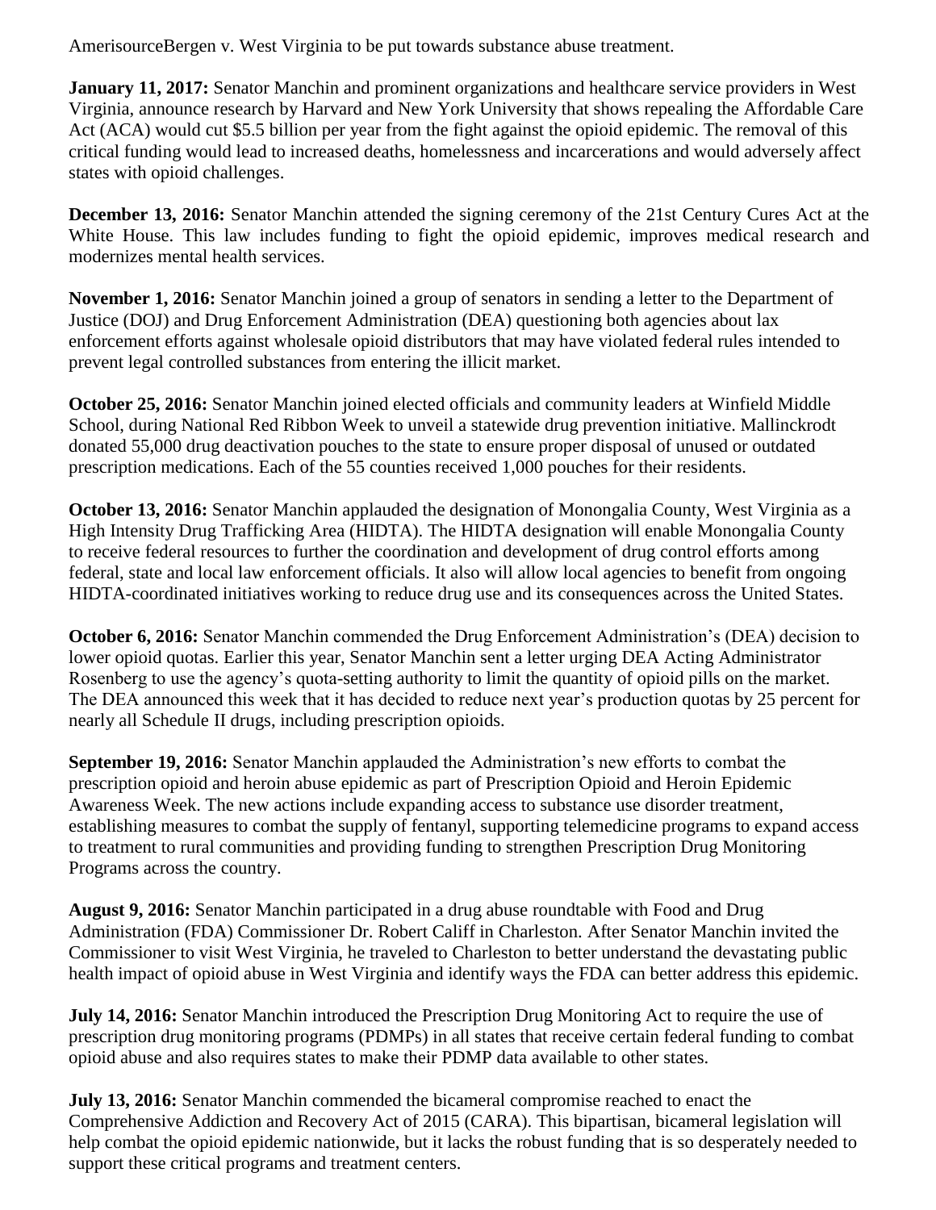AmerisourceBergen v. West Virginia to be put towards substance abuse treatment.

**January 11, 2017:** Senator Manchin and prominent organizations and healthcare service providers in West Virginia, announce research by Harvard and New York University that shows repealing the Affordable Care Act (ACA) would cut $5.5 billion per year from the fight against the opioid epidemic. The removal of this critical funding would lead to increased deaths, homelessness and incarcerations and would adversely affect states with opioid challenges.

**December 13, 2016:** Senator Manchin attended the signing ceremony of the 21st Century Cures Act at the White House. This law includes funding to fight the opioid epidemic, improves medical research and modernizes mental health services.

**November 1, 2016:** Senator Manchin joined a group of senators in sending a letter to the Department of Justice (DOJ) and Drug Enforcement Administration (DEA) questioning both agencies about lax enforcement efforts against wholesale opioid distributors that may have violated federal rules intended to prevent legal controlled substances from entering the illicit market.

**October 25, 2016:** Senator Manchin joined elected officials and community leaders at Winfield Middle School, during National Red Ribbon Week to unveil a statewide drug prevention initiative. Mallinckrodt donated 55,000 drug deactivation pouches to the state to ensure proper disposal of unused or outdated prescription medications. Each of the 55 counties received 1,000 pouches for their residents.

**October 13, 2016:** Senator Manchin applauded the designation of Monongalia County, West Virginia as a High Intensity Drug Trafficking Area (HIDTA). The HIDTA designation will enable Monongalia County to receive federal resources to further the coordination and development of drug control efforts among federal, state and local law enforcement officials. It also will allow local agencies to benefit from ongoing HIDTA-coordinated initiatives working to reduce drug use and its consequences across the United States.

**October 6, 2016:** Senator Manchin commended the Drug Enforcement Administration's (DEA) decision to lower opioid quotas. Earlier this year, Senator Manchin sent a letter urging DEA Acting Administrator Rosenberg to use the agency's quota-setting authority to limit the quantity of opioid pills on the market. The DEA announced this week that it has decided to reduce next year's production quotas by 25 percent for nearly all Schedule II drugs, including prescription opioids.

**September 19, 2016:** Senator Manchin applauded the Administration's new efforts to combat the prescription opioid and heroin abuse epidemic as part of Prescription Opioid and Heroin Epidemic Awareness Week. The new actions include expanding access to substance use disorder treatment, establishing measures to combat the supply of fentanyl, supporting telemedicine programs to expand access to treatment to rural communities and providing funding to strengthen Prescription Drug Monitoring Programs across the country.

**August 9, 2016:** Senator Manchin participated in a drug abuse roundtable with Food and Drug Administration (FDA) Commissioner Dr. Robert Califf in Charleston. After Senator Manchin invited the Commissioner to visit West Virginia, he traveled to Charleston to better understand the devastating public health impact of opioid abuse in West Virginia and identify ways the FDA can better address this epidemic.

**July 14, 2016:** Senator Manchin introduced the Prescription Drug Monitoring Act to require the use of prescription drug monitoring programs (PDMPs) in all states that receive certain federal funding to combat opioid abuse and also requires states to make their PDMP data available to other states.

**July 13, 2016:** Senator Manchin commended the bicameral compromise reached to enact the Comprehensive Addiction and Recovery Act of 2015 (CARA). This bipartisan, bicameral legislation will help combat the opioid epidemic nationwide, but it lacks the robust funding that is so desperately needed to support these critical programs and treatment centers.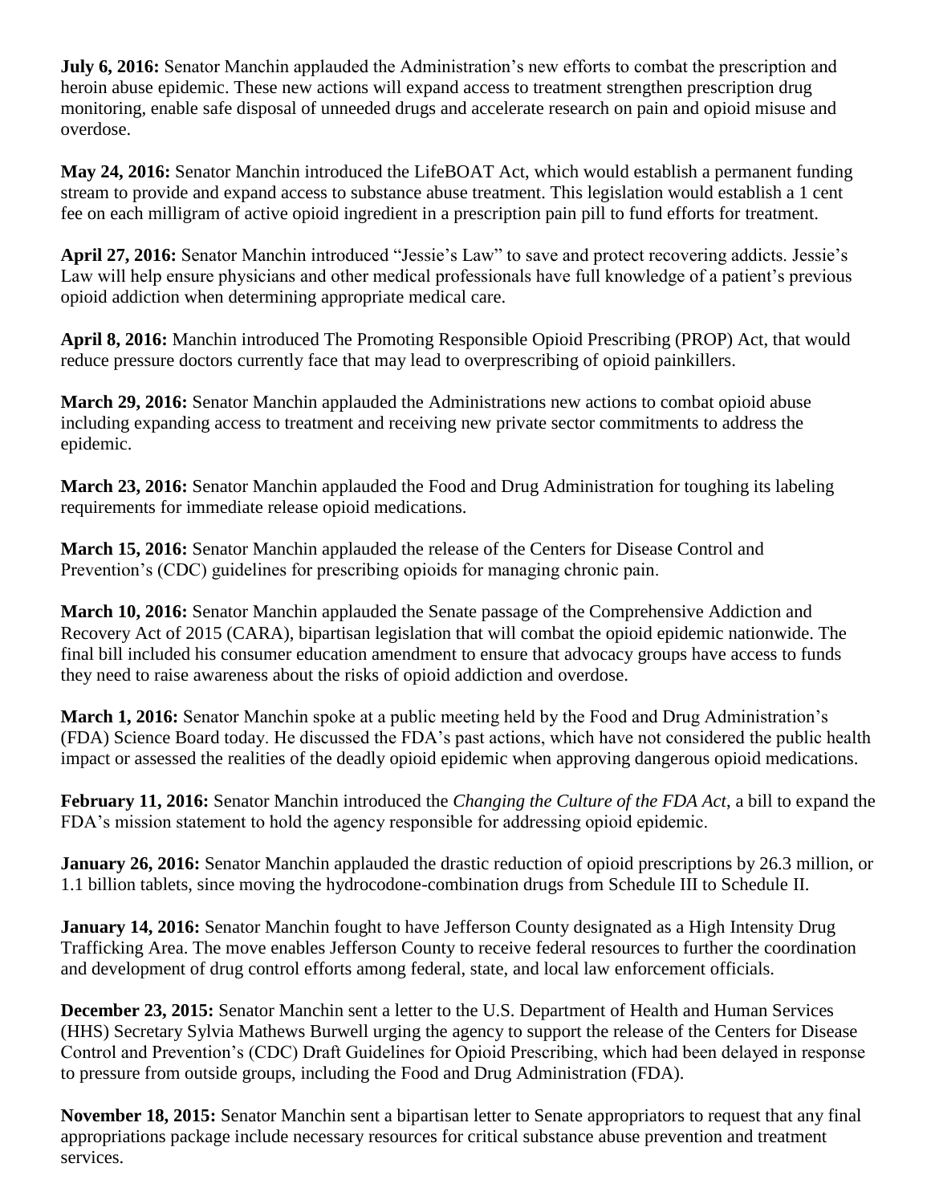**July 6, 2016:** Senator Manchin applauded the Administration's new efforts to combat the prescription and heroin abuse epidemic. These new actions will expand access to treatment strengthen prescription drug monitoring, enable safe disposal of unneeded drugs and accelerate research on pain and opioid misuse and overdose.

**May 24, 2016:** Senator Manchin introduced the LifeBOAT Act, which would establish a permanent funding stream to provide and expand access to substance abuse treatment. This legislation would establish a 1 cent fee on each milligram of active opioid ingredient in a prescription pain pill to fund efforts for treatment.

**April 27, 2016:** Senator Manchin introduced "Jessie's Law" to save and protect recovering addicts. Jessie's Law will help ensure physicians and other medical professionals have full knowledge of a patient's previous opioid addiction when determining appropriate medical care.

**April 8, 2016:** Manchin introduced The Promoting Responsible Opioid Prescribing (PROP) Act, that would reduce pressure doctors currently face that may lead to overprescribing of opioid painkillers.

**March 29, 2016:** Senator Manchin applauded the Administrations new actions to combat opioid abuse including expanding access to treatment and receiving new private sector commitments to address the epidemic.

**March 23, 2016:** Senator Manchin applauded the Food and Drug Administration for toughing its labeling requirements for immediate release opioid medications.

**March 15, 2016:** Senator Manchin applauded the release of the Centers for Disease Control and Prevention's (CDC) guidelines for prescribing opioids for managing chronic pain.

**March 10, 2016:** Senator Manchin applauded the Senate passage of the Comprehensive Addiction and Recovery Act of 2015 (CARA), bipartisan legislation that will combat the opioid epidemic nationwide. The final bill included his consumer education amendment to ensure that advocacy groups have access to funds they need to raise awareness about the risks of opioid addiction and overdose.

**March 1, 2016:** Senator Manchin spoke at a public meeting held by the Food and Drug Administration's (FDA) Science Board today. He discussed the FDA's past actions, which have not considered the public health impact or assessed the realities of the deadly opioid epidemic when approving dangerous opioid medications.

**February 11, 2016:** Senator Manchin introduced the *Changing the Culture of the FDA Act*, a bill to expand the FDA's mission statement to hold the agency responsible for addressing opioid epidemic.

**January 26, 2016:** Senator Manchin applauded the drastic reduction of opioid prescriptions by 26.3 million, or 1.1 billion tablets, since moving the hydrocodone-combination drugs from Schedule III to Schedule II.

**January 14, 2016:** Senator Manchin fought to have Jefferson County designated as a High Intensity Drug Trafficking Area. The move enables Jefferson County to receive federal resources to further the coordination and development of drug control efforts among federal, state, and local law enforcement officials.

**December 23, 2015:** Senator Manchin sent a letter to the U.S. Department of Health and Human Services (HHS) Secretary Sylvia Mathews Burwell urging the agency to support the release of the Centers for Disease Control and Prevention's (CDC) Draft Guidelines for Opioid Prescribing, which had been delayed in response to pressure from outside groups, including the Food and Drug Administration (FDA).

**November 18, 2015:** Senator Manchin sent a bipartisan letter to Senate appropriators to request that any final appropriations package include necessary resources for critical substance abuse prevention and treatment services.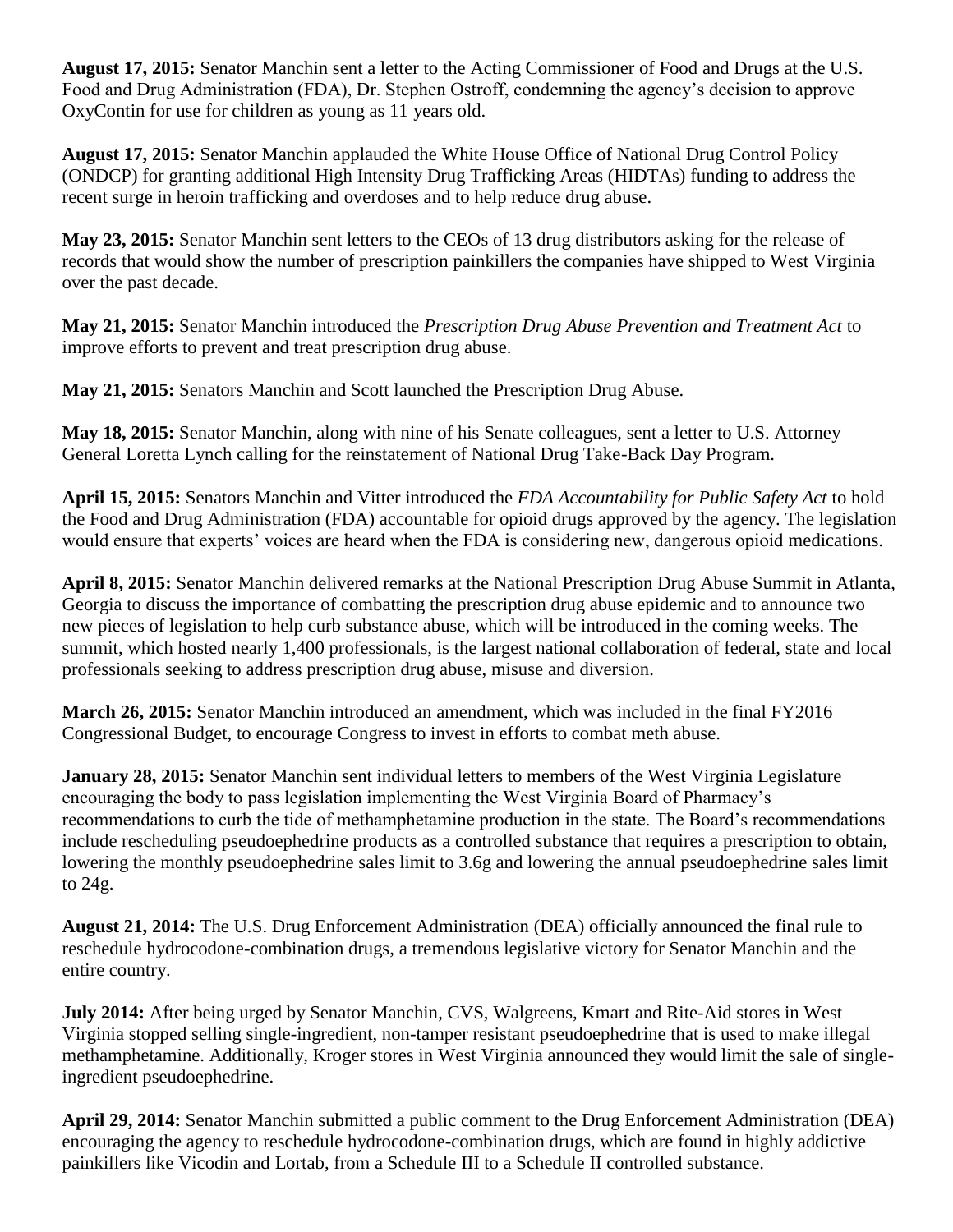**August 17, 2015:** Senator Manchin sent a letter to the Acting Commissioner of Food and Drugs at the U.S. Food and Drug Administration (FDA), Dr. Stephen Ostroff, condemning the agency's decision to approve OxyContin for use for children as young as 11 years old.

**August 17, 2015:** Senator Manchin applauded the White House Office of National Drug Control Policy (ONDCP) for granting additional High Intensity Drug Trafficking Areas (HIDTAs) funding to address the recent surge in heroin trafficking and overdoses and to help reduce drug abuse.

**May 23, 2015:** Senator Manchin sent letters to the CEOs of 13 drug distributors asking for the release of records that would show the number of prescription painkillers the companies have shipped to West Virginia over the past decade.

**May 21, 2015:** Senator Manchin introduced the *Prescription Drug Abuse Prevention and Treatment Act* to improve efforts to prevent and treat prescription drug abuse.

**May 21, 2015:** Senators Manchin and Scott launched the Prescription Drug Abuse.

**May 18, 2015:** Senator Manchin, along with nine of his Senate colleagues, sent a letter to U.S. Attorney General Loretta Lynch calling for the reinstatement of National Drug Take-Back Day Program.

**April 15, 2015:** Senators Manchin and Vitter introduced the *FDA Accountability for Public Safety Act* to hold the Food and Drug Administration (FDA) accountable for opioid drugs approved by the agency. The legislation would ensure that experts' voices are heard when the FDA is considering new, dangerous opioid medications.

**April 8, 2015:** Senator Manchin delivered remarks at the National Prescription Drug Abuse Summit in Atlanta, Georgia to discuss the importance of combatting the prescription drug abuse epidemic and to announce two new pieces of legislation to help curb substance abuse, which will be introduced in the coming weeks. The summit, which hosted nearly 1,400 professionals, is the largest national collaboration of federal, state and local professionals seeking to address prescription drug abuse, misuse and diversion.

**March 26, 2015:** Senator Manchin introduced an amendment, which was included in the final FY2016 Congressional Budget, to encourage Congress to invest in efforts to combat meth abuse.

**January 28, 2015:** Senator Manchin sent individual letters to members of the West Virginia Legislature encouraging the body to pass legislation implementing the West Virginia Board of Pharmacy's recommendations to curb the tide of methamphetamine production in the state. The Board's recommendations include rescheduling pseudoephedrine products as a controlled substance that requires a prescription to obtain, lowering the monthly pseudoephedrine sales limit to 3.6g and lowering the annual pseudoephedrine sales limit to 24g.

**August 21, 2014:** The U.S. Drug Enforcement Administration (DEA) officially announced the final rule to reschedule hydrocodone-combination drugs, a tremendous legislative victory for Senator Manchin and the entire country.

**July 2014:** After being urged by Senator Manchin, CVS, Walgreens, Kmart and Rite-Aid stores in West Virginia stopped selling single-ingredient, non-tamper resistant pseudoephedrine that is used to make illegal methamphetamine. Additionally, Kroger stores in West Virginia announced they would limit the sale of single-ingredient pseudoephedrine.

**April 29, 2014:** Senator Manchin submitted a public comment to the Drug Enforcement Administration (DEA) encouraging the agency to reschedule hydrocodone-combination drugs, which are found in highly addictive painkillers like Vicodin and Lortab, from a Schedule III to a Schedule II controlled substance.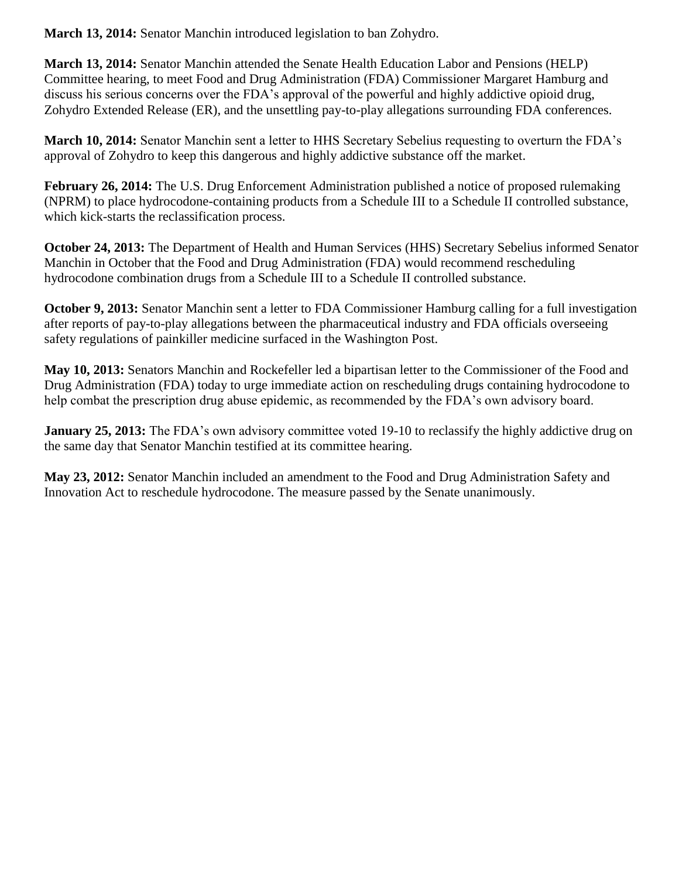**March 13, 2014:** Senator Manchin introduced legislation to ban Zohydro.

**March 13, 2014:** Senator Manchin attended the Senate Health Education Labor and Pensions (HELP) Committee hearing, to meet Food and Drug Administration (FDA) Commissioner Margaret Hamburg and discuss his serious concerns over the FDA's approval of the powerful and highly addictive opioid drug, Zohydro Extended Release (ER), and the unsettling pay-to-play allegations surrounding FDA conferences.

**March 10, 2014:** Senator Manchin sent a letter to HHS Secretary Sebelius requesting to overturn the FDA's approval of Zohydro to keep this dangerous and highly addictive substance off the market.

**February 26, 2014:** The U.S. Drug Enforcement Administration published a notice of proposed rulemaking (NPRM) to place hydrocodone-containing products from a Schedule III to a Schedule II controlled substance, which kick-starts the reclassification process.

**October 24, 2013:** The Department of Health and Human Services (HHS) Secretary Sebelius informed Senator Manchin in October that the Food and Drug Administration (FDA) would recommend rescheduling hydrocodone combination drugs from a Schedule III to a Schedule II controlled substance.

**October 9, 2013:** Senator Manchin sent a letter to FDA Commissioner Hamburg calling for a full investigation after reports of pay-to-play allegations between the pharmaceutical industry and FDA officials overseeing safety regulations of painkiller medicine surfaced in the Washington Post.

**May 10, 2013:** Senators Manchin and Rockefeller led a bipartisan letter to the Commissioner of the Food and Drug Administration (FDA) today to urge immediate action on rescheduling drugs containing hydrocodone to help combat the prescription drug abuse epidemic, as recommended by the FDA's own advisory board.

**January 25, 2013:** The FDA's own advisory committee voted 19-10 to reclassify the highly addictive drug on the same day that Senator Manchin testified at its committee hearing.

**May 23, 2012:** Senator Manchin included an amendment to the Food and Drug Administration Safety and Innovation Act to reschedule hydrocodone. The measure passed by the Senate unanimously.